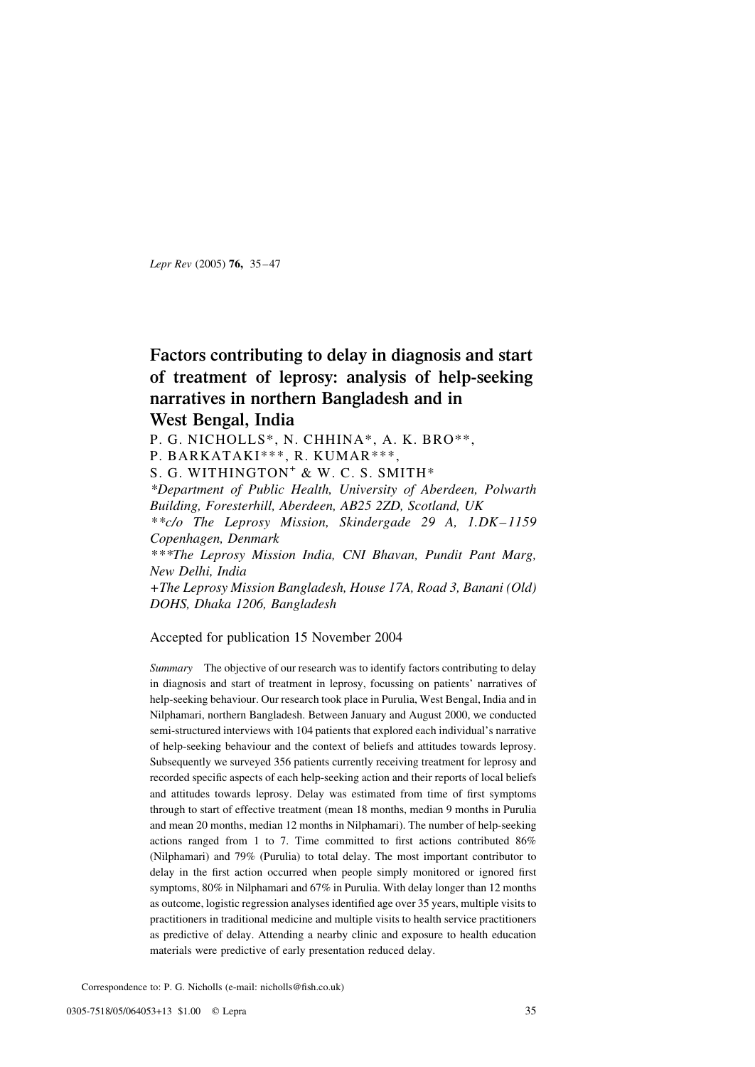# Factors contributing to delay in diagnosis and start of treatment of leprosy: analysis of help-seeking narratives in northern Bangladesh and in West Bengal, India

P. G. NICHOLLS*, N. CHHINA*, A. K. BRO**, P. BARKATAKI***, R. KUMAR***, S. G. WITHINGTON+ & W. C. S. SMITH*

*\*Department of Public Health, University of Aberdeen, Polwarth Building, Foresterhill, Aberdeen, AB25 2ZD, Scotland, UK*

*\*\*c/o The Leprosy Mission, Skindergade 29 A, 1.DK–1159 Copenhagen, Denmark*

*\*\*\*The Leprosy Mission India, CNI Bhavan, Pundit Pant Marg, New Delhi, India*

*+The Leprosy Mission Bangladesh, House 17A, Road 3, Banani (Old) DOHS, Dhaka 1206, Bangladesh*

Accepted for publication 15 November 2004

*Summary* The objective of our research was to identify factors contributing to delay in diagnosis and start of treatment in leprosy, focussing on patients' narratives of help-seeking behaviour. Our research took place in Purulia, West Bengal, India and in Nilphamari, northern Bangladesh. Between January and August 2000, we conducted semi-structured interviews with 104 patients that explored each individual's narrative of help-seeking behaviour and the context of beliefs and attitudes towards leprosy. Subsequently we surveyed 356 patients currently receiving treatment for leprosy and recorded specific aspects of each help-seeking action and their reports of local beliefs and attitudes towards leprosy. Delay was estimated from time of first symptoms through to start of effective treatment (mean 18 months, median 9 months in Purulia and mean 20 months, median 12 months in Nilphamari). The number of help-seeking actions ranged from 1 to 7. Time committed to first actions contributed 86% (Nilphamari) and 79% (Purulia) to total delay. The most important contributor to delay in the first action occurred when people simply monitored or ignored first symptoms, 80% in Nilphamari and 67% in Purulia. With delay longer than 12 months as outcome, logistic regression analyses identified age over 35 years, multiple visits to practitioners in traditional medicine and multiple visits to health service practitioners as predictive of delay. Attending a nearby clinic and exposure to health education materials were predictive of early presentation reduced delay.

Correspondence to: P. G. Nicholls (e-mail: nicholls@fish.co.uk)

0305-7518/05/064053+13 $1.00 © Lepra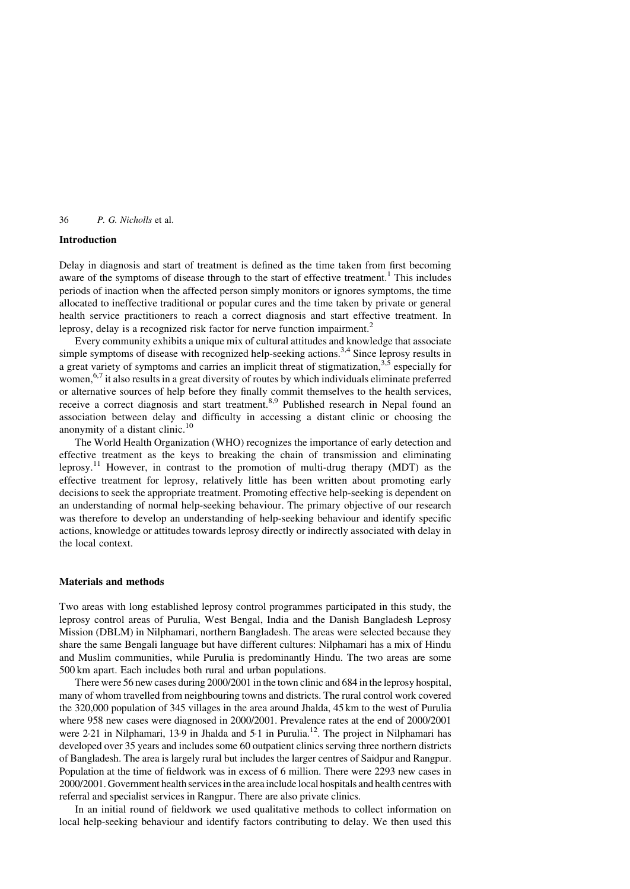## Introduction

Delay in diagnosis and start of treatment is defined as the time taken from first becoming aware of the symptoms of disease through to the start of effective treatment.[1] This includes periods of inaction when the affected person simply monitors or ignores symptoms, the time allocated to ineffective traditional or popular cures and the time taken by private or general health service practitioners to reach a correct diagnosis and start effective treatment. In leprosy, delay is a recognized risk factor for nerve function impairment.[2]

Every community exhibits a unique mix of cultural attitudes and knowledge that associate simple symptoms of disease with recognized help-seeking actions.[3,4] Since leprosy results in a great variety of symptoms and carries an implicit threat of stigmatization,[3,5] especially for women,[6,7] it also results in a great diversity of routes by which individuals eliminate preferred or alternative sources of help before they finally commit themselves to the health services, receive a correct diagnosis and start treatment.[8,9] Published research in Nepal found an association between delay and difficulty in accessing a distant clinic or choosing the anonymity of a distant clinic.[10]

The World Health Organization (WHO) recognizes the importance of early detection and effective treatment as the keys to breaking the chain of transmission and eliminating leprosy.[11] However, in contrast to the promotion of multi-drug therapy (MDT) as the effective treatment for leprosy, relatively little has been written about promoting early decisions to seek the appropriate treatment. Promoting effective help-seeking is dependent on an understanding of normal help-seeking behaviour. The primary objective of our research was therefore to develop an understanding of help-seeking behaviour and identify specific actions, knowledge or attitudes towards leprosy directly or indirectly associated with delay in the local context.

## Materials and methods

Two areas with long established leprosy control programmes participated in this study, the leprosy control areas of Purulia, West Bengal, India and the Danish Bangladesh Leprosy Mission (DBLM) in Nilphamari, northern Bangladesh. The areas were selected because they share the same Bengali language but have different cultures: Nilphamari has a mix of Hindu and Muslim communities, while Purulia is predominantly Hindu. The two areas are some 500 km apart. Each includes both rural and urban populations.

There were 56 new cases during 2000/2001 in the town clinic and 684 in the leprosy hospital, many of whom travelled from neighbouring towns and districts. The rural control work covered the 320,000 population of 345 villages in the area around Jhalda, 45 km to the west of Purulia where 958 new cases were diagnosed in 2000/2001. Prevalence rates at the end of 2000/2001 were 2·21 in Nilphamari, 13·9 in Jhalda and 5·1 in Purulia.[12]. The project in Nilphamari has developed over 35 years and includes some 60 outpatient clinics serving three northern districts of Bangladesh. The area is largely rural but includes the larger centres of Saidpur and Rangpur. Population at the time of fieldwork was in excess of 6 million. There were 2293 new cases in 2000/2001. Government health services in the area include local hospitals and health centres with referral and specialist services in Rangpur. There are also private clinics.

In an initial round of fieldwork we used qualitative methods to collect information on local help-seeking behaviour and identify factors contributing to delay. We then used this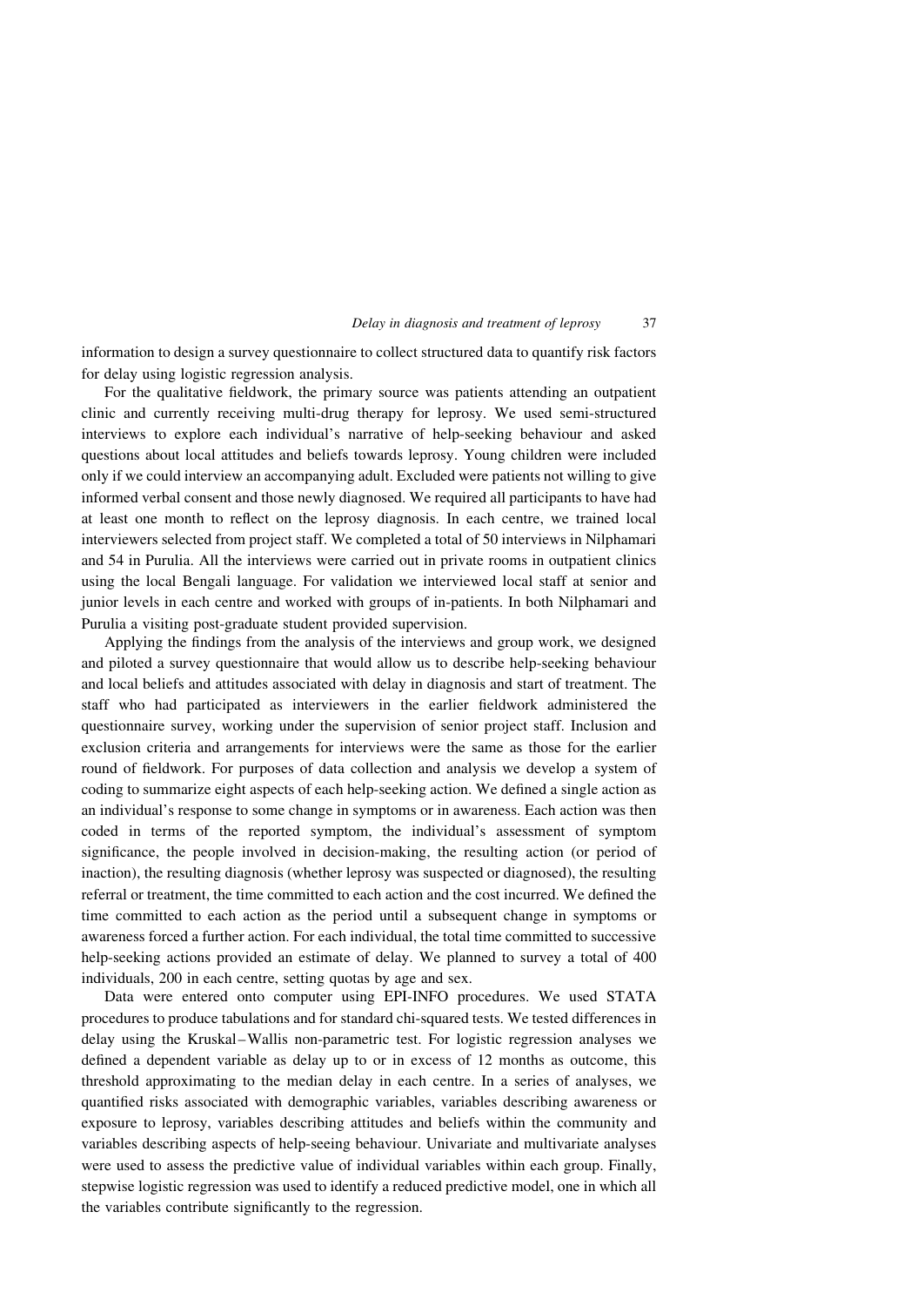information to design a survey questionnaire to collect structured data to quantify risk factors for delay using logistic regression analysis.

For the qualitative fieldwork, the primary source was patients attending an outpatient clinic and currently receiving multi-drug therapy for leprosy. We used semi-structured interviews to explore each individual's narrative of help-seeking behaviour and asked questions about local attitudes and beliefs towards leprosy. Young children were included only if we could interview an accompanying adult. Excluded were patients not willing to give informed verbal consent and those newly diagnosed. We required all participants to have had at least one month to reflect on the leprosy diagnosis. In each centre, we trained local interviewers selected from project staff. We completed a total of 50 interviews in Nilphamari and 54 in Purulia. All the interviews were carried out in private rooms in outpatient clinics using the local Bengali language. For validation we interviewed local staff at senior and junior levels in each centre and worked with groups of in-patients. In both Nilphamari and Purulia a visiting post-graduate student provided supervision.

Applying the findings from the analysis of the interviews and group work, we designed and piloted a survey questionnaire that would allow us to describe help-seeking behaviour and local beliefs and attitudes associated with delay in diagnosis and start of treatment. The staff who had participated as interviewers in the earlier fieldwork administered the questionnaire survey, working under the supervision of senior project staff. Inclusion and exclusion criteria and arrangements for interviews were the same as those for the earlier round of fieldwork. For purposes of data collection and analysis we develop a system of coding to summarize eight aspects of each help-seeking action. We defined a single action as an individual's response to some change in symptoms or in awareness. Each action was then coded in terms of the reported symptom, the individual's assessment of symptom significance, the people involved in decision-making, the resulting action (or period of inaction), the resulting diagnosis (whether leprosy was suspected or diagnosed), the resulting referral or treatment, the time committed to each action and the cost incurred. We defined the time committed to each action as the period until a subsequent change in symptoms or awareness forced a further action. For each individual, the total time committed to successive help-seeking actions provided an estimate of delay. We planned to survey a total of 400 individuals, 200 in each centre, setting quotas by age and sex.

Data were entered onto computer using EPI-INFO procedures. We used STATA procedures to produce tabulations and for standard chi-squared tests. We tested differences in delay using the Kruskal–Wallis non-parametric test. For logistic regression analyses we defined a dependent variable as delay up to or in excess of 12 months as outcome, this threshold approximating to the median delay in each centre. In a series of analyses, we quantified risks associated with demographic variables, variables describing awareness or exposure to leprosy, variables describing attitudes and beliefs within the community and variables describing aspects of help-seeing behaviour. Univariate and multivariate analyses were used to assess the predictive value of individual variables within each group. Finally, stepwise logistic regression was used to identify a reduced predictive model, one in which all the variables contribute significantly to the regression.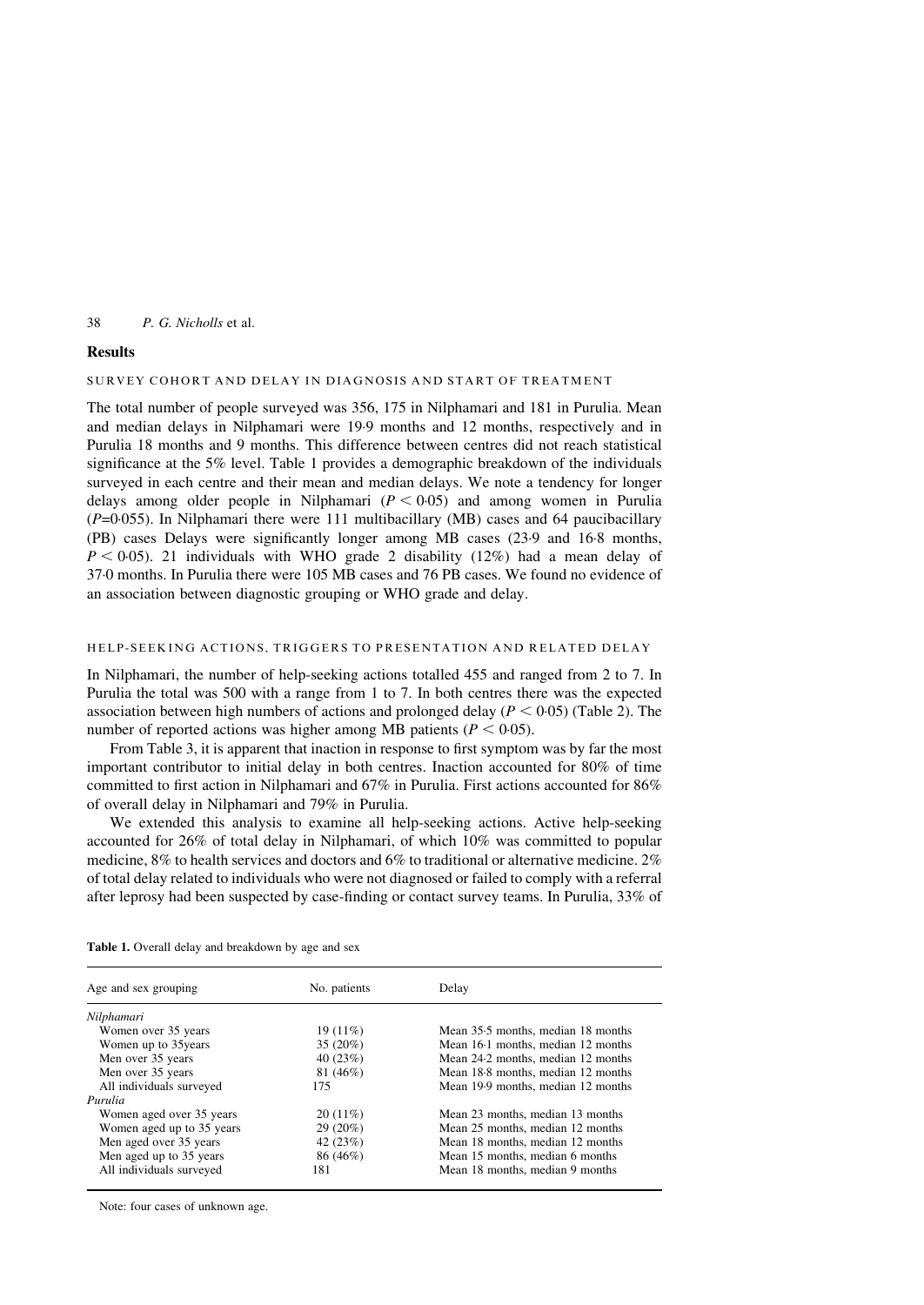## Results

### SURVEY COHORT AND DELAY IN DIAGNOSIS AND START OF TREATMENT

The total number of people surveyed was 356, 175 in Nilphamari and 181 in Purulia. Mean and median delays in Nilphamari were 19·9 months and 12 months, respectively and in Purulia 18 months and 9 months. This difference between centres did not reach statistical significance at the 5% level. Table 1 provides a demographic breakdown of the individuals surveyed in each centre and their mean and median delays. We note a tendency for longer delays among older people in Nilphamari ($P < 0{\cdot}05$) and among women in Purulia ($P{=}0{\cdot}055$). In Nilphamari there were 111 multibacillary (MB) cases and 64 paucibacillary (PB) cases Delays were significantly longer among MB cases (23·9 and 16·8 months, $P < 0{\cdot}05$). 21 individuals with WHO grade 2 disability (12%) had a mean delay of 37·0 months. In Purulia there were 105 MB cases and 76 PB cases. We found no evidence of an association between diagnostic grouping or WHO grade and delay.

### HELP-SEEKING ACTIONS, TRIGGERS TO PRESENTATION AND RELATED DELAY

In Nilphamari, the number of help-seeking actions totalled 455 and ranged from 2 to 7. In Purulia the total was 500 with a range from 1 to 7. In both centres there was the expected association between high numbers of actions and prolonged delay ($P < 0{\cdot}05$) (Table 2). The number of reported actions was higher among MB patients ($P < 0{\cdot}05$).

From Table 3, it is apparent that inaction in response to first symptom was by far the most important contributor to initial delay in both centres. Inaction accounted for 80% of time committed to first action in Nilphamari and 67% in Purulia. First actions accounted for 86% of overall delay in Nilphamari and 79% in Purulia.

We extended this analysis to examine all help-seeking actions. Active help-seeking accounted for 26% of total delay in Nilphamari, of which 10% was committed to popular medicine, 8% to health services and doctors and 6% to traditional or alternative medicine. 2% of total delay related to individuals who were not diagnosed or failed to comply with a referral after leprosy had been suspected by case-finding or contact survey teams. In Purulia, 33% of

**Table 1.** Overall delay and breakdown by age and sex

| Age and sex grouping | No. patients | Delay |
|---|---|---|
| *Nilphamari* | | |
| Women over 35 years | 19 (11%) | Mean 35·5 months, median 18 months |
| Women up to 35years | 35 (20%) | Mean 16·1 months, median 12 months |
| Men over 35 years | 40 (23%) | Mean 24·2 months, median 12 months |
| Men over 35 years | 81 (46%) | Mean 18·8 months, median 12 months |
| All individuals surveyed | 175 | Mean 19·9 months, median 12 months |
| *Purulia* | | |
| Women aged over 35 years | 20 (11%) | Mean 23 months, median 13 months |
| Women aged up to 35 years | 29 (20%) | Mean 25 months, median 12 months |
| Men aged over 35 years | 42 (23%) | Mean 18 months, median 12 months |
| Men aged up to 35 years | 86 (46%) | Mean 15 months, median 6 months |
| All individuals surveyed | 181 | Mean 18 months, median 9 months |

Note: four cases of unknown age.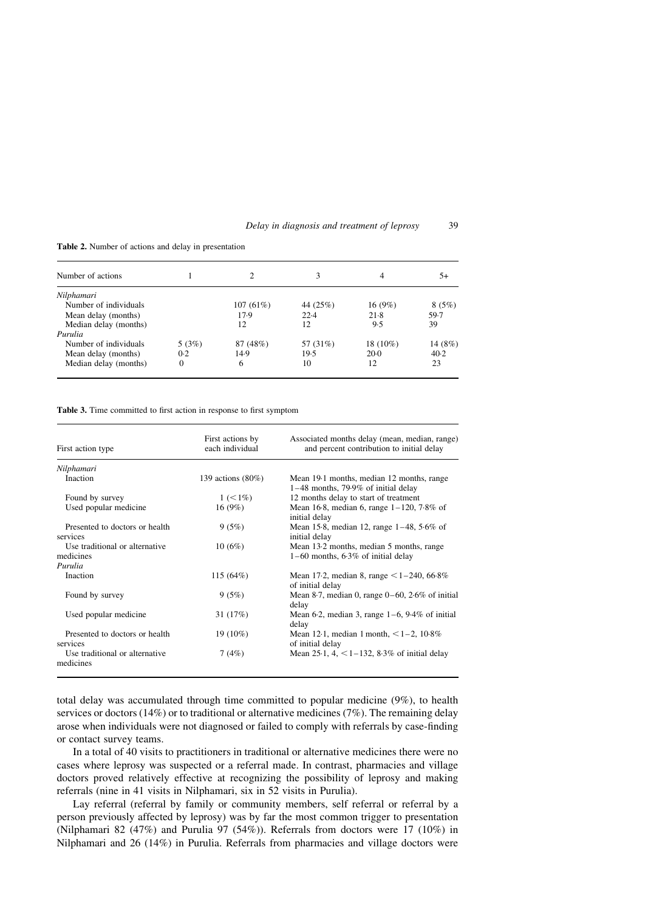**Table 2.** Number of actions and delay in presentation

| Number of actions | 1 | 2 | 3 | 4 | 5+ |
|---|---|---|---|---|---|
| *Nilphamari* | | | | | |
| Number of individuals | | 107 (61%) | 44 (25%) | 16 (9%) | 8 (5%) |
| Mean delay (months) | | 17·9 | 22·4 | 21·8 | 59·7 |
| Median delay (months) | | 12 | 12 | 9·5 | 39 |
| *Purulia* | | | | | |
| Number of individuals | 5 (3%) | 87 (48%) | 57 (31%) | 18 (10%) | 14 (8%) |
| Mean delay (months) | 0·2 | 14·9 | 19·5 | 20·0 | 40·2 |
| Median delay (months) | 0 | 6 | 10 | 12 | 23 |

**Table 3.** Time committed to first action in response to first symptom

| First action type | First actions by each individual | Associated months delay (mean, median, range) and percent contribution to initial delay |
|---|---|---|
| *Nilphamari* | | |
| Inaction | 139 actions (80%) | Mean 19·1 months, median 12 months, range 1–48 months, 79·9% of initial delay |
| Found by survey | 1 (<1%) | 12 months delay to start of treatment |
| Used popular medicine | 16 (9%) | Mean 16·8, median 6, range 1–120, 7·8% of initial delay |
| Presented to doctors or health services | 9 (5%) | Mean 15·8, median 12, range 1–48, 5·6% of initial delay |
| Use traditional or alternative medicines | 10 (6%) | Mean 13·2 months, median 5 months, range 1–60 months, 6·3% of initial delay |
| *Purulia* | | |
| Inaction | 115 (64%) | Mean 17·2, median 8, range <1–240, 66·8% of initial delay |
| Found by survey | 9 (5%) | Mean 8·7, median 0, range 0–60, 2·6% of initial delay |
| Used popular medicine | 31 (17%) | Mean 6·2, median 3, range 1–6, 9·4% of initial delay |
| Presented to doctors or health services | 19 (10%) | Mean 12·1, median 1 month, <1–2, 10·8% of initial delay |
| Use traditional or alternative medicines | 7 (4%) | Mean 25·1, 4, <1–132, 8·3% of initial delay |

total delay was accumulated through time committed to popular medicine (9%), to health services or doctors (14%) or to traditional or alternative medicines (7%). The remaining delay arose when individuals were not diagnosed or failed to comply with referrals by case-finding or contact survey teams.

In a total of 40 visits to practitioners in traditional or alternative medicines there were no cases where leprosy was suspected or a referral made. In contrast, pharmacies and village doctors proved relatively effective at recognizing the possibility of leprosy and making referrals (nine in 41 visits in Nilphamari, six in 52 visits in Purulia).

Lay referral (referral by family or community members, self referral or referral by a person previously affected by leprosy) was by far the most common trigger to presentation (Nilphamari 82 (47%) and Purulia 97 (54%)). Referrals from doctors were 17 (10%) in Nilphamari and 26 (14%) in Purulia. Referrals from pharmacies and village doctors were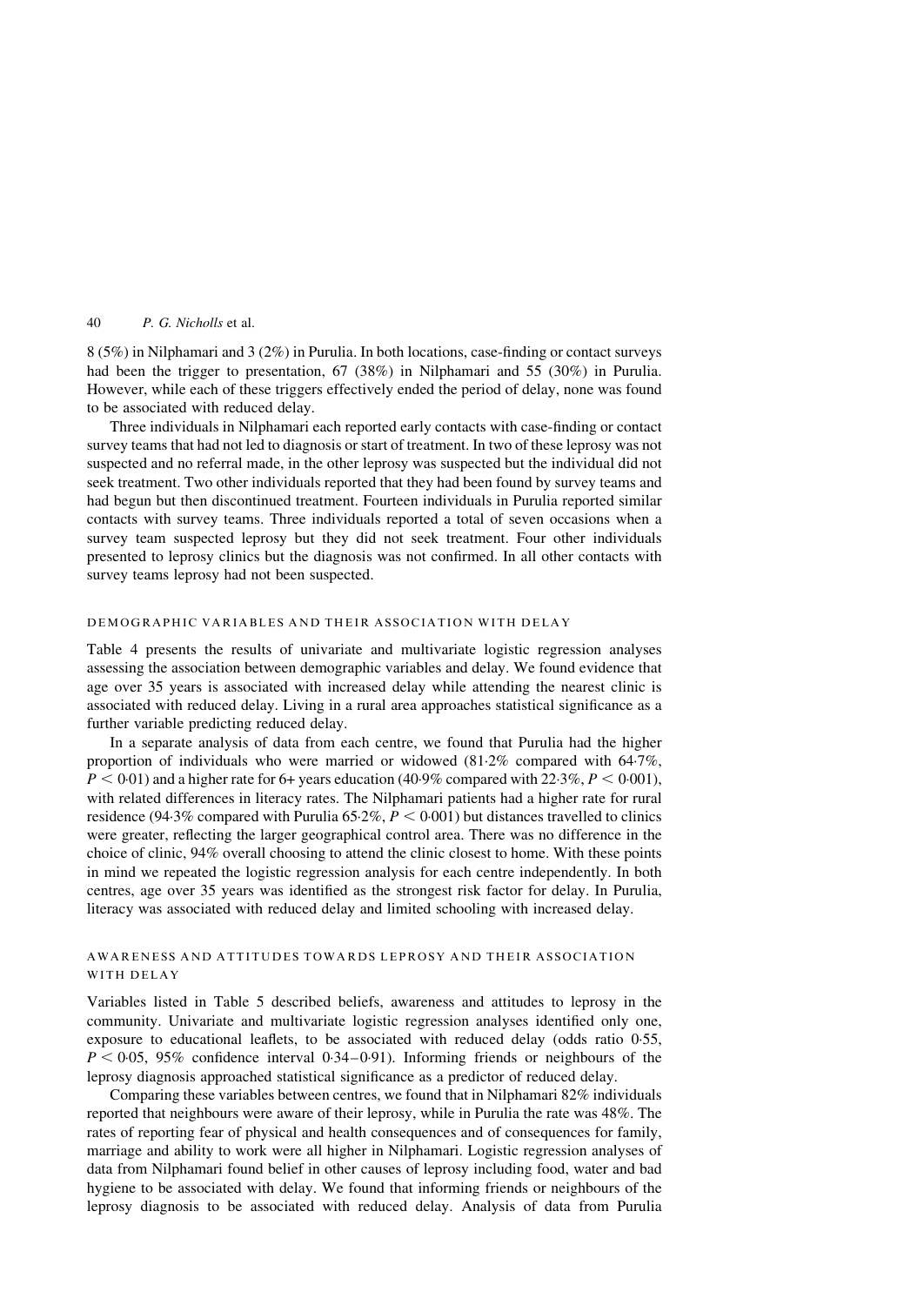8 (5%) in Nilphamari and 3 (2%) in Purulia. In both locations, case-finding or contact surveys had been the trigger to presentation, 67 (38%) in Nilphamari and 55 (30%) in Purulia. However, while each of these triggers effectively ended the period of delay, none was found to be associated with reduced delay.

Three individuals in Nilphamari each reported early contacts with case-finding or contact survey teams that had not led to diagnosis or start of treatment. In two of these leprosy was not suspected and no referral made, in the other leprosy was suspected but the individual did not seek treatment. Two other individuals reported that they had been found by survey teams and had begun but then discontinued treatment. Fourteen individuals in Purulia reported similar contacts with survey teams. Three individuals reported a total of seven occasions when a survey team suspected leprosy but they did not seek treatment. Four other individuals presented to leprosy clinics but the diagnosis was not confirmed. In all other contacts with survey teams leprosy had not been suspected.

### DEMOGRAPHIC VARIABLES AND THEIR ASSOCIATION WITH DELAY

Table 4 presents the results of univariate and multivariate logistic regression analyses assessing the association between demographic variables and delay. We found evidence that age over 35 years is associated with increased delay while attending the nearest clinic is associated with reduced delay. Living in a rural area approaches statistical significance as a further variable predicting reduced delay.

In a separate analysis of data from each centre, we found that Purulia had the higher proportion of individuals who were married or widowed (81·2% compared with 64·7%, $P < 0{\cdot}01$) and a higher rate for 6+ years education (40·9% compared with 22·3%, $P < 0{\cdot}001$), with related differences in literacy rates. The Nilphamari patients had a higher rate for rural residence (94·3% compared with Purulia 65·2%, $P < 0{\cdot}001$) but distances travelled to clinics were greater, reflecting the larger geographical control area. There was no difference in the choice of clinic, 94% overall choosing to attend the clinic closest to home. With these points in mind we repeated the logistic regression analysis for each centre independently. In both centres, age over 35 years was identified as the strongest risk factor for delay. In Purulia, literacy was associated with reduced delay and limited schooling with increased delay.

### AWARENESS AND ATTITUDES TOWARDS LEPROSY AND THEIR ASSOCIATION WITH DELAY

Variables listed in Table 5 described beliefs, awareness and attitudes to leprosy in the community. Univariate and multivariate logistic regression analyses identified only one, exposure to educational leaflets, to be associated with reduced delay (odds ratio 0·55, $P < 0{\cdot}05$, 95% confidence interval 0·34–0·91). Informing friends or neighbours of the leprosy diagnosis approached statistical significance as a predictor of reduced delay.

Comparing these variables between centres, we found that in Nilphamari 82% individuals reported that neighbours were aware of their leprosy, while in Purulia the rate was 48%. The rates of reporting fear of physical and health consequences and of consequences for family, marriage and ability to work were all higher in Nilphamari. Logistic regression analyses of data from Nilphamari found belief in other causes of leprosy including food, water and bad hygiene to be associated with delay. We found that informing friends or neighbours of the leprosy diagnosis to be associated with reduced delay. Analysis of data from Purulia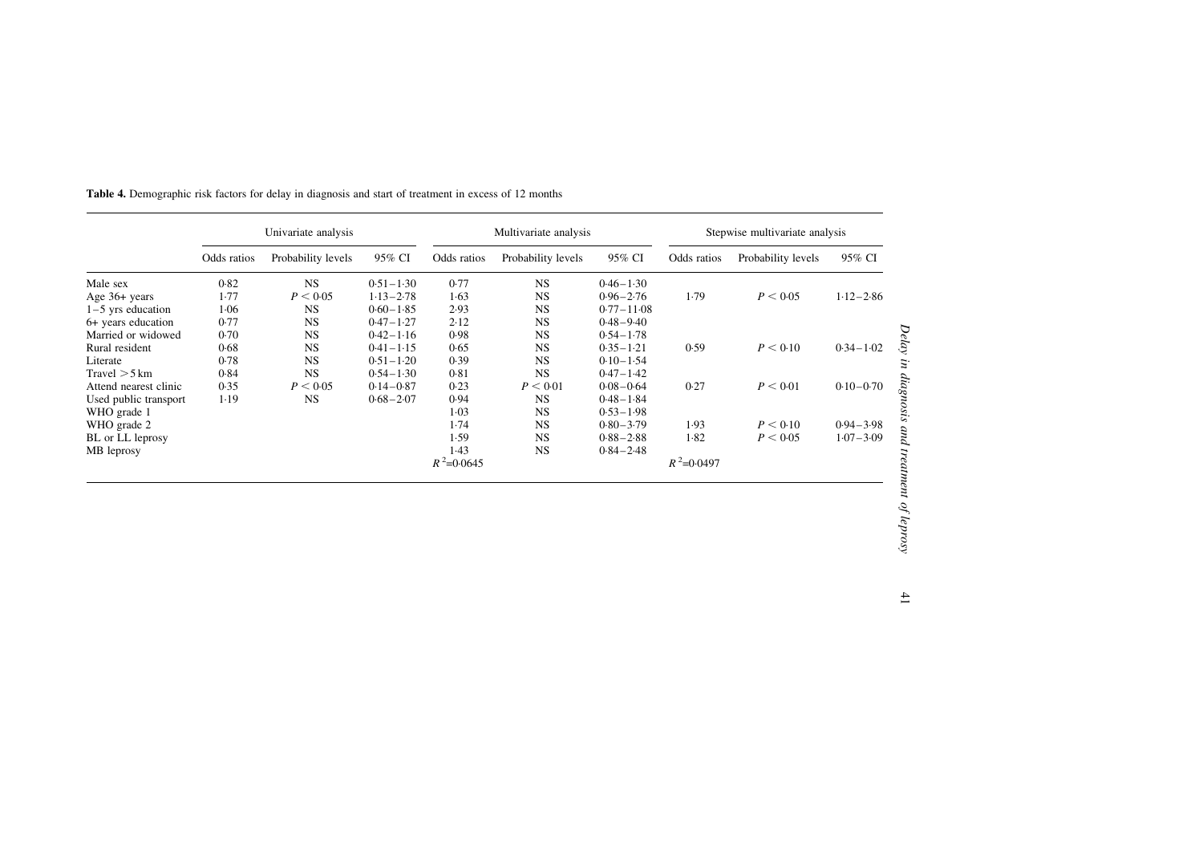**Table 4.** Demographic risk factors for delay in diagnosis and start of treatment in excess of 12 months

| | Univariate analysis | | | Multivariate analysis | | | Stepwise multivariate analysis | | |
|---|---|---|---|---|---|---|---|---|---|
| | Odds ratios | Probability levels | 95% CI | Odds ratios | Probability levels | 95% CI | Odds ratios | Probability levels | 95% CI |
| Male sex | 0·82 | NS | 0·51 – 1·30 | 0·77 | NS | 0·46 – 1·30 | | | |
| Age 36+ years | 1·77 | $P < 0·05$ | 1·13 – 2·78 | 1·63 | NS | 0·96 – 2·76 | 1·79 | $P < 0·05$ | 1·12 – 2·86 |
| 1 – 5 yrs education | 1·06 | NS | 0·60 – 1·85 | 2·93 | NS | 0·77 – 11·08 | | | |
| 6+ years education | 0·77 | NS | 0·47 – 1·27 | 2·12 | NS | 0·48 – 9·40 | | | |
| Married or widowed | 0·70 | NS | 0·42 – 1·16 | 0·98 | NS | 0·54 – 1·78 | | | |
| Rural resident | 0·68 | NS | 0·41 – 1·15 | 0·65 | NS | 0·35 – 1·21 | 0·59 | $P < 0·10$ | 0·34 – 1·02 |
| Literate | 0·78 | NS | 0·51 – 1·20 | 0·39 | NS | 0·10 – 1·54 | | | |
| Travel > 5 km | 0·84 | NS | 0·54 – 1·30 | 0·81 | NS | 0·47 – 1·42 | | | |
| Attend nearest clinic | 0·35 | $P < 0·05$ | 0·14 – 0·87 | 0·23 | $P < 0·01$ | 0·08 – 0·64 | 0·27 | $P < 0·01$ | 0·10 – 0·70 |
| Used public transport | 1·19 | NS | 0·68 – 2·07 | 0·94 | NS | 0·48 – 1·84 | | | |
| WHO grade 1 | | | | 1·03 | NS | 0·53 – 1·98 | | | |
| WHO grade 2 | | | | 1·74 | NS | 0·80 – 3·79 | 1·93 | $P < 0·10$ | 0·94 – 3·98 |
| BL or LL leprosy | | | | 1·59 | NS | 0·88 – 2·88 | 1·82 | $P < 0·05$ | 1·07 – 3·09 |
| MB leprosy | | | | 1·43 | NS | 0·84 – 2·48 | | | |
| | | | | $R^2$=0·0645 | | | $R^2$=0·0497 | | |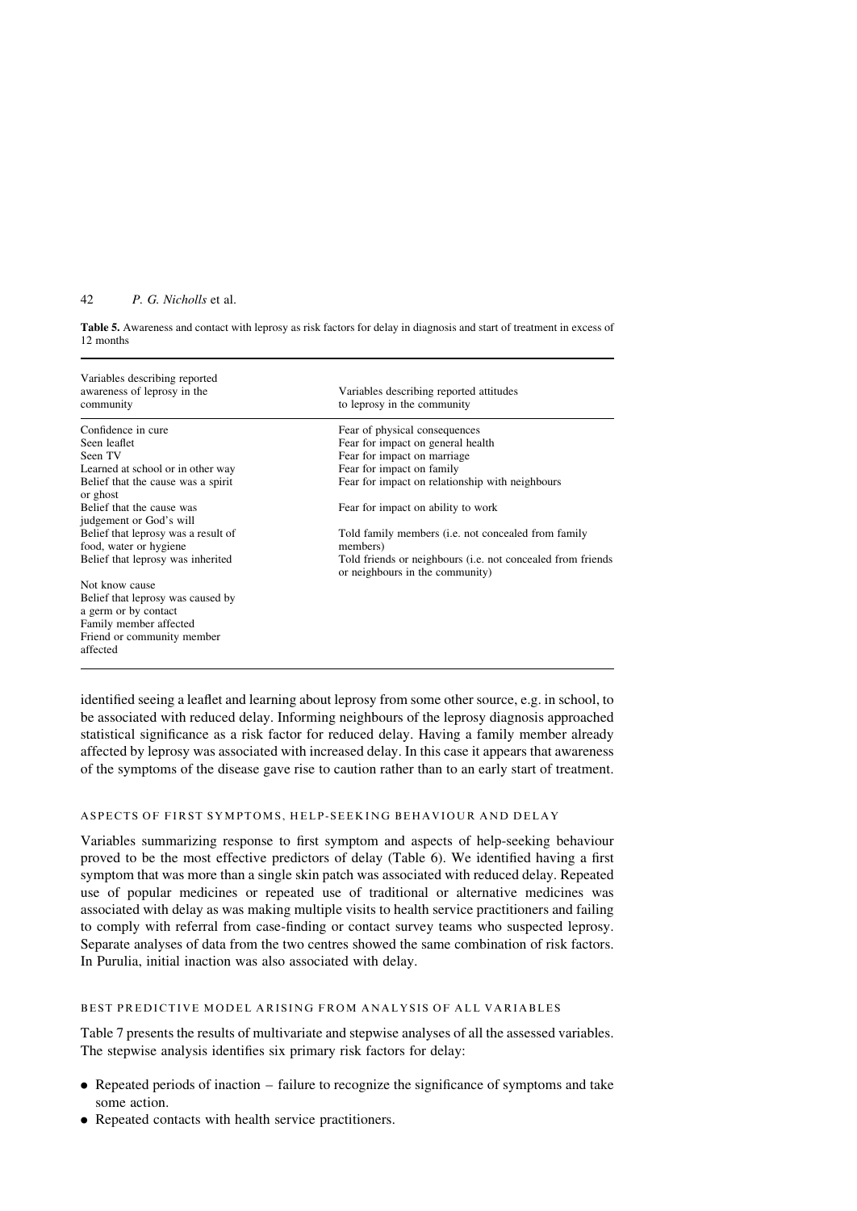**Table 5.** Awareness and contact with leprosy as risk factors for delay in diagnosis and start of treatment in excess of 12 months

| Variables describing reported awareness of leprosy in the community | Variables describing reported attitudes to leprosy in the community |
|---|---|
| Confidence in cure | Fear of physical consequences |
| Seen leaflet | Fear for impact on general health |
| Seen TV | Fear for impact on marriage |
| Learned at school or in other way | Fear for impact on family |
| Belief that the cause was a spirit or ghost | Fear for impact on relationship with neighbours |
| Belief that the cause was judgement or God's will | Fear for impact on ability to work |
| Belief that leprosy was a result of food, water or hygiene | Told family members (i.e. not concealed from family members) |
| Belief that leprosy was inherited | Told friends or neighbours (i.e. not concealed from friends or neighbours in the community) |
| Not know cause | |
| Belief that leprosy was caused by a germ or by contact | |
| Family member affected | |
| Friend or community member affected | |

identified seeing a leaflet and learning about leprosy from some other source, e.g. in school, to be associated with reduced delay. Informing neighbours of the leprosy diagnosis approached statistical significance as a risk factor for reduced delay. Having a family member already affected by leprosy was associated with increased delay. In this case it appears that awareness of the symptoms of the disease gave rise to caution rather than to an early start of treatment.

### ASPECTS OF FIRST SYMPTOMS, HELP-SEEKING BEHAVIOUR AND DELAY

Variables summarizing response to first symptom and aspects of help-seeking behaviour proved to be the most effective predictors of delay (Table 6). We identified having a first symptom that was more than a single skin patch was associated with reduced delay. Repeated use of popular medicines or repeated use of traditional or alternative medicines was associated with delay as was making multiple visits to health service practitioners and failing to comply with referral from case-finding or contact survey teams who suspected leprosy. Separate analyses of data from the two centres showed the same combination of risk factors. In Purulia, initial inaction was also associated with delay.

### BEST PREDICTIVE MODEL ARISING FROM ANALYSIS OF ALL VARIABLES

Table 7 presents the results of multivariate and stepwise analyses of all the assessed variables. The stepwise analysis identifies six primary risk factors for delay:

- Repeated periods of inaction – failure to recognize the significance of symptoms and take some action.
- Repeated contacts with health service practitioners.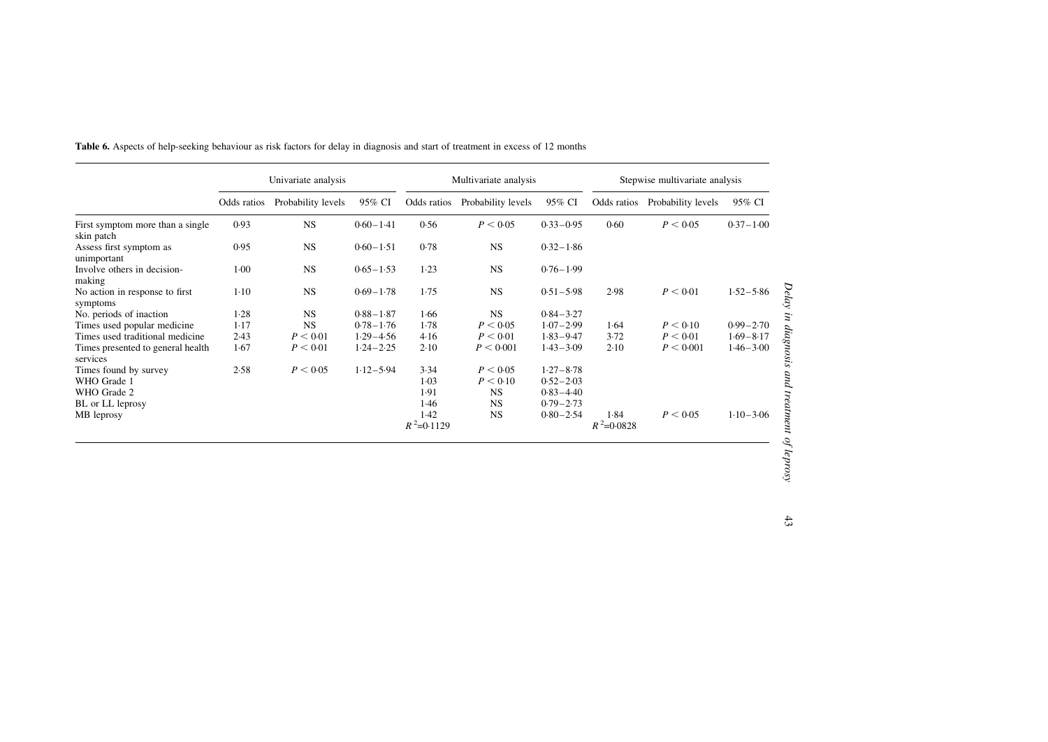**Table 6.** Aspects of help-seeking behaviour as risk factors for delay in diagnosis and start of treatment in excess of 12 months

| | Univariate analysis | | | Multivariate analysis | | | Stepwise multivariate analysis | | |
|---|---|---|---|---|---|---|---|---|---|
| | Odds ratios | Probability levels | 95% CI | Odds ratios | Probability levels | 95% CI | Odds ratios | Probability levels | 95% CI |
| First symptom more than a single skin patch | 0·93 | NS | 0·60 – 1·41 | 0·56 | $P < 0{\cdot}05$ | 0·33 – 0·95 | 0·60 | $P < 0{\cdot}05$ | 0·37 – 1·00 |
| Assess first symptom as unimportant | 0·95 | NS | 0·60 – 1·51 | 0·78 | NS | 0·32 – 1·86 | | | |
| Involve others in decision-making | 1·00 | NS | 0·65 – 1·53 | 1·23 | NS | 0·76 – 1·99 | | | |
| No action in response to first symptoms | 1·10 | NS | 0·69 – 1·78 | 1·75 | NS | 0·51 – 5·98 | 2·98 | $P < 0{\cdot}01$ | 1·52 – 5·86 |
| No. periods of inaction | 1·28 | NS | 0·88 – 1·87 | 1·66 | NS | 0·84 – 3·27 | | | |
| Times used popular medicine | 1·17 | NS | 0·78 – 1·76 | 1·78 | $P < 0{\cdot}05$ | 1·07 – 2·99 | 1·64 | $P < 0{\cdot}10$ | 0·99 – 2·70 |
| Times used traditional medicine | 2·43 | $P < 0{\cdot}01$ | 1·29 – 4·56 | 4·16 | $P < 0{\cdot}01$ | 1·83 – 9·47 | 3·72 | $P < 0{\cdot}01$ | 1·69 – 8·17 |
| Times presented to general health services | 1·67 | $P < 0{\cdot}01$ | 1·24 – 2·25 | 2·10 | $P < 0{\cdot}001$ | 1·43 – 3·09 | 2·10 | $P < 0{\cdot}001$ | 1·46 – 3·00 |
| Times found by survey | 2·58 | $P < 0{\cdot}05$ | 1·12 – 5·94 | 3·34 | $P < 0{\cdot}05$ | 1·27 – 8·78 | | | |
| WHO Grade 1 | | | | 1·03 | $P < 0{\cdot}10$ | 0·52 – 2·03 | | | |
| WHO Grade 2 | | | | 1·91 | NS | 0·83 – 4·40 | | | |
| BL or LL leprosy | | | | 1·46 | NS | 0·79 – 2·73 | | | |
| MB leprosy | | | | 1·42 | NS | 0·80 – 2·54 | 1·84 | $P < 0{\cdot}05$ | 1·10 – 3·06 |
| | | | | $R^2$=0·1129 | | | $R^2$=0·0828 | | |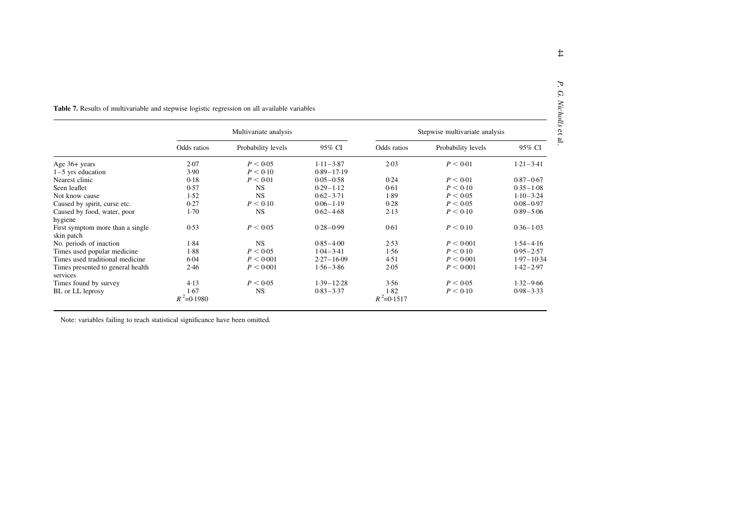**Table 7.** Results of multivariable and stepwise logistic regression on all available variables

| | Multivariate analysis | | | Stepwise multivariate analysis | | |
|---|---|---|---|---|---|---|
| | Odds ratios | Probability levels | 95% CI | Odds ratios | Probability levels | 95% CI |
| Age 36+ years | 2·07 | $P < 0·05$ | 1·11 – 3·87 | 2·03 | $P < 0·01$ | 1·21 – 3·41 |
| 1 – 5 yrs education | 3·90 | $P < 0·10$ | 0·89 – 17·19 | | | |
| Nearest clinic | 0·18 | $P < 0·01$ | 0·05 – 0·58 | 0·24 | $P < 0·01$ | 0·87 – 0·67 |
| Seen leaflet | 0·57 | NS | 0·29 – 1·12 | 0·61 | $P < 0·10$ | 0·35 – 1·08 |
| Not know cause | 1·52 | NS | 0·62 – 3·71 | 1·89 | $P < 0·05$ | 1·10 – 3·24 |
| Caused by spirit, curse etc. | 0·27 | $P < 0·10$ | 0·06 – 1·19 | 0·28 | $P < 0·05$ | 0·08 – 0·97 |
| Caused by food, water, poor hygiene | 1·70 | NS | 0·62 – 4·68 | 2·13 | $P < 0·10$ | 0·89 – 5·06 |
| First symptom more than a single skin patch | 0·53 | $P < 0·05$ | 0·28 – 0·99 | 0·61 | $P < 0·10$ | 0·36 – 1·03 |
| No. periods of inaction | 1·84 | NS | 0·85 – 4·00 | 2·53 | $P < 0·001$ | 1·54 – 4·16 |
| Times used popular medicine | 1·88 | $P < 0·05$ | 1·04 – 3·41 | 1·56 | $P < 0·10$ | 0·95 – 2·57 |
| Times used traditional medicine | 6·04 | $P < 0·001$ | 2·27 – 16·09 | 4·51 | $P < 0·001$ | 1·97 – 10·34 |
| Times presented to general health services | 2·46 | $P < 0·001$ | 1·56 – 3·86 | 2·05 | $P < 0·001$ | 1·42 – 2·97 |
| Times found by survey | 4·13 | $P < 0·05$ | 1·39 – 12·28 | 3·56 | $P < 0·05$ | 1·32 – 9·66 |
| BL or LL leprosy | 1·67 | NS | 0·83 – 3·37 | 1·82 | $P < 0·10$ | 0·98 – 3·33 |
| | $R^2$=0·1980 | | | $R^2$=0·1517 | | |

Note: variables failing to reach statistical significance have been omitted.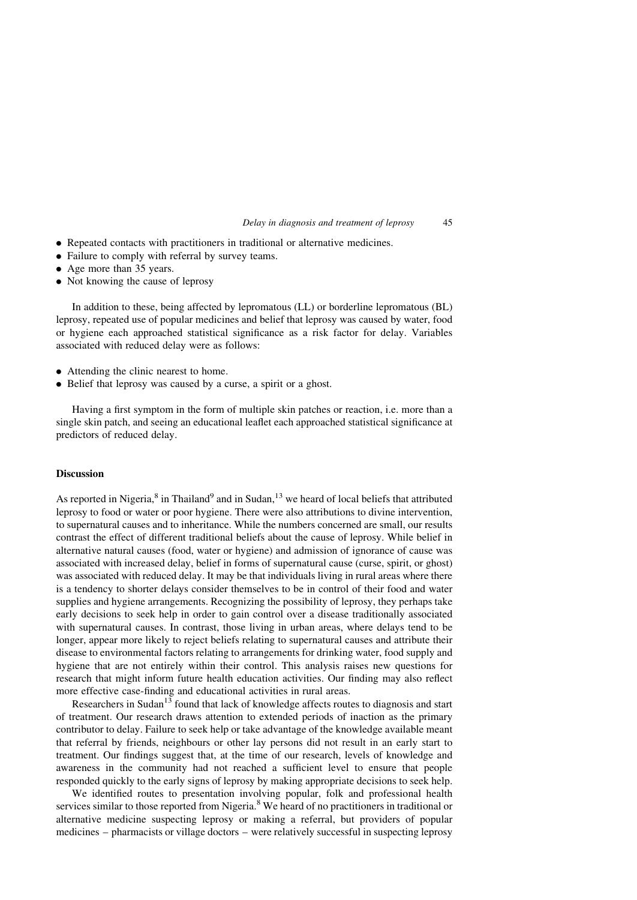- Repeated contacts with practitioners in traditional or alternative medicines.
- Failure to comply with referral by survey teams.
- Age more than 35 years.
- Not knowing the cause of leprosy

In addition to these, being affected by lepromatous (LL) or borderline lepromatous (BL) leprosy, repeated use of popular medicines and belief that leprosy was caused by water, food or hygiene each approached statistical significance as a risk factor for delay. Variables associated with reduced delay were as follows:

- Attending the clinic nearest to home.
- Belief that leprosy was caused by a curse, a spirit or a ghost.

Having a first symptom in the form of multiple skin patches or reaction, i.e. more than a single skin patch, and seeing an educational leaflet each approached statistical significance at predictors of reduced delay.

## Discussion

As reported in Nigeria,[8] in Thailand[9] and in Sudan,[13] we heard of local beliefs that attributed leprosy to food or water or poor hygiene. There were also attributions to divine intervention, to supernatural causes and to inheritance. While the numbers concerned are small, our results contrast the effect of different traditional beliefs about the cause of leprosy. While belief in alternative natural causes (food, water or hygiene) and admission of ignorance of cause was associated with increased delay, belief in forms of supernatural cause (curse, spirit, or ghost) was associated with reduced delay. It may be that individuals living in rural areas where there is a tendency to shorter delays consider themselves to be in control of their food and water supplies and hygiene arrangements. Recognizing the possibility of leprosy, they perhaps take early decisions to seek help in order to gain control over a disease traditionally associated with supernatural causes. In contrast, those living in urban areas, where delays tend to be longer, appear more likely to reject beliefs relating to supernatural causes and attribute their disease to environmental factors relating to arrangements for drinking water, food supply and hygiene that are not entirely within their control. This analysis raises new questions for research that might inform future health education activities. Our finding may also reflect more effective case-finding and educational activities in rural areas.

Researchers in Sudan[13] found that lack of knowledge affects routes to diagnosis and start of treatment. Our research draws attention to extended periods of inaction as the primary contributor to delay. Failure to seek help or take advantage of the knowledge available meant that referral by friends, neighbours or other lay persons did not result in an early start to treatment. Our findings suggest that, at the time of our research, levels of knowledge and awareness in the community had not reached a sufficient level to ensure that people responded quickly to the early signs of leprosy by making appropriate decisions to seek help.

We identified routes to presentation involving popular, folk and professional health services similar to those reported from Nigeria.[8] We heard of no practitioners in traditional or alternative medicine suspecting leprosy or making a referral, but providers of popular medicines – pharmacists or village doctors – were relatively successful in suspecting leprosy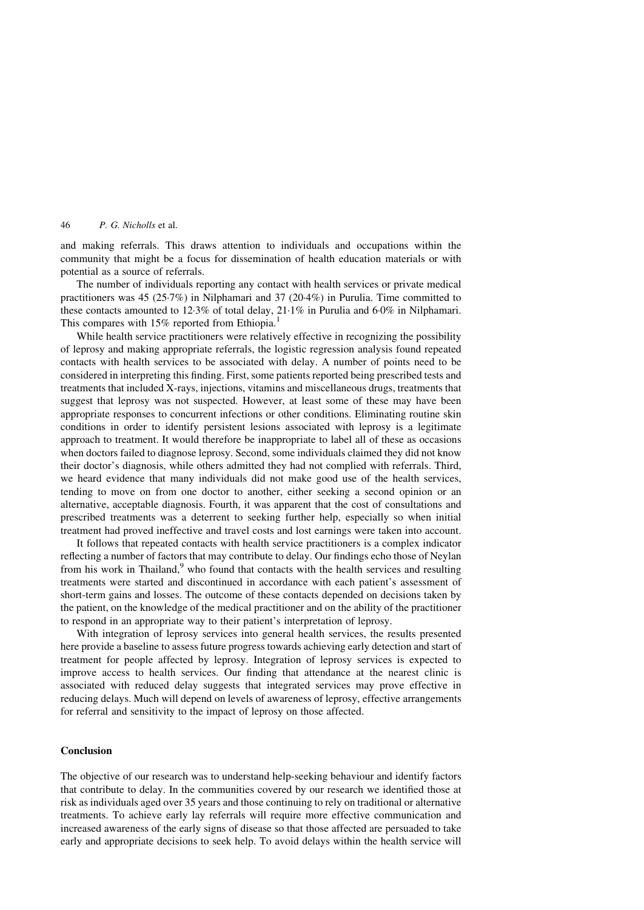and making referrals. This draws attention to individuals and occupations within the community that might be a focus for dissemination of health education materials or with potential as a source of referrals.

The number of individuals reporting any contact with health services or private medical practitioners was 45 (25·7%) in Nilphamari and 37 (20·4%) in Purulia. Time committed to these contacts amounted to 12·3% of total delay, 21·1% in Purulia and 6·0% in Nilphamari. This compares with 15% reported from Ethiopia.[1]

While health service practitioners were relatively effective in recognizing the possibility of leprosy and making appropriate referrals, the logistic regression analysis found repeated contacts with health services to be associated with delay. A number of points need to be considered in interpreting this finding. First, some patients reported being prescribed tests and treatments that included X-rays, injections, vitamins and miscellaneous drugs, treatments that suggest that leprosy was not suspected. However, at least some of these may have been appropriate responses to concurrent infections or other conditions. Eliminating routine skin conditions in order to identify persistent lesions associated with leprosy is a legitimate approach to treatment. It would therefore be inappropriate to label all of these as occasions when doctors failed to diagnose leprosy. Second, some individuals claimed they did not know their doctor's diagnosis, while others admitted they had not complied with referrals. Third, we heard evidence that many individuals did not make good use of the health services, tending to move on from one doctor to another, either seeking a second opinion or an alternative, acceptable diagnosis. Fourth, it was apparent that the cost of consultations and prescribed treatments was a deterrent to seeking further help, especially so when initial treatment had proved ineffective and travel costs and lost earnings were taken into account.

It follows that repeated contacts with health service practitioners is a complex indicator reflecting a number of factors that may contribute to delay. Our findings echo those of Neylan from his work in Thailand,[9] who found that contacts with the health services and resulting treatments were started and discontinued in accordance with each patient's assessment of short-term gains and losses. The outcome of these contacts depended on decisions taken by the patient, on the knowledge of the medical practitioner and on the ability of the practitioner to respond in an appropriate way to their patient's interpretation of leprosy.

With integration of leprosy services into general health services, the results presented here provide a baseline to assess future progress towards achieving early detection and start of treatment for people affected by leprosy. Integration of leprosy services is expected to improve access to health services. Our finding that attendance at the nearest clinic is associated with reduced delay suggests that integrated services may prove effective in reducing delays. Much will depend on levels of awareness of leprosy, effective arrangements for referral and sensitivity to the impact of leprosy on those affected.

## Conclusion

The objective of our research was to understand help-seeking behaviour and identify factors that contribute to delay. In the communities covered by our research we identified those at risk as individuals aged over 35 years and those continuing to rely on traditional or alternative treatments. To achieve early lay referrals will require more effective communication and increased awareness of the early signs of disease so that those affected are persuaded to take early and appropriate decisions to seek help. To avoid delays within the health service will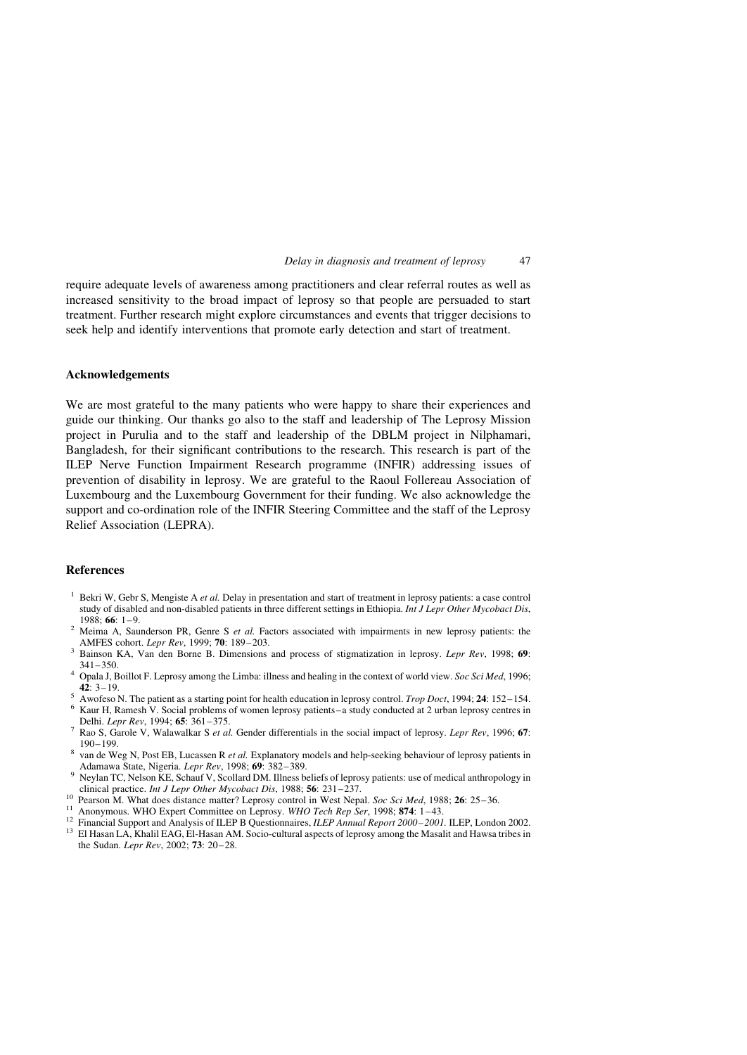require adequate levels of awareness among practitioners and clear referral routes as well as increased sensitivity to the broad impact of leprosy so that people are persuaded to start treatment. Further research might explore circumstances and events that trigger decisions to seek help and identify interventions that promote early detection and start of treatment.

## Acknowledgements

We are most grateful to the many patients who were happy to share their experiences and guide our thinking. Our thanks go also to the staff and leadership of The Leprosy Mission project in Purulia and to the staff and leadership of the DBLM project in Nilphamari, Bangladesh, for their significant contributions to the research. This research is part of the ILEP Nerve Function Impairment Research programme (INFIR) addressing issues of prevention of disability in leprosy. We are grateful to the Raoul Follereau Association of Luxembourg and the Luxembourg Government for their funding. We also acknowledge the support and co-ordination role of the INFIR Steering Committee and the staff of the Leprosy Relief Association (LEPRA).

## References

1. Bekri W, Gebr S, Mengiste A *et al.* Delay in presentation and start of treatment in leprosy patients: a case control study of disabled and non-disabled patients in three different settings in Ethiopia. *Int J Lepr Other Mycobact Dis*, 1988; **66**: 1–9.
2. Meima A, Saunderson PR, Genre S *et al.* Factors associated with impairments in new leprosy patients: the AMFES cohort. *Lepr Rev*, 1999; **70**: 189–203.
3. Bainson KA, Van den Borne B. Dimensions and process of stigmatization in leprosy. *Lepr Rev*, 1998; **69**: 341–350.
4. Opala J, Boillot F. Leprosy among the Limba: illness and healing in the context of world view. *Soc Sci Med*, 1996; **42**: 3–19.
5. Awofeso N. The patient as a starting point for health education in leprosy control. *Trop Doct*, 1994; **24**: 152–154.
6. Kaur H, Ramesh V. Social problems of women leprosy patients – a study conducted at 2 urban leprosy centres in Delhi. *Lepr Rev*, 1994; **65**: 361–375.
7. Rao S, Garole V, Walawalkar S *et al.* Gender differentials in the social impact of leprosy. *Lepr Rev*, 1996; **67**: 190–199.
8. van de Weg N, Post EB, Lucassen R *et al.* Explanatory models and help-seeking behaviour of leprosy patients in Adamawa State, Nigeria. *Lepr Rev*, 1998; **69**: 382–389.
9. Neylan TC, Nelson KE, Schauf V, Scollard DM. Illness beliefs of leprosy patients: use of medical anthropology in clinical practice. *Int J Lepr Other Mycobact Dis*, 1988; **56**: 231–237.
10. Pearson M. What does distance matter? Leprosy control in West Nepal. *Soc Sci Med*, 1988; **26**: 25–36.
11. Anonymous. WHO Expert Committee on Leprosy. *WHO Tech Rep Ser*, 1998; **874**: 1–43.
12. Financial Support and Analysis of ILEP B Questionnaires, *ILEP Annual Report 2000–2001*. ILEP, London 2002.
13. El Hasan LA, Khalil EAG, El-Hasan AM. Socio-cultural aspects of leprosy among the Masalit and Hawsa tribes in the Sudan. *Lepr Rev*, 2002; **73**: 20–28.